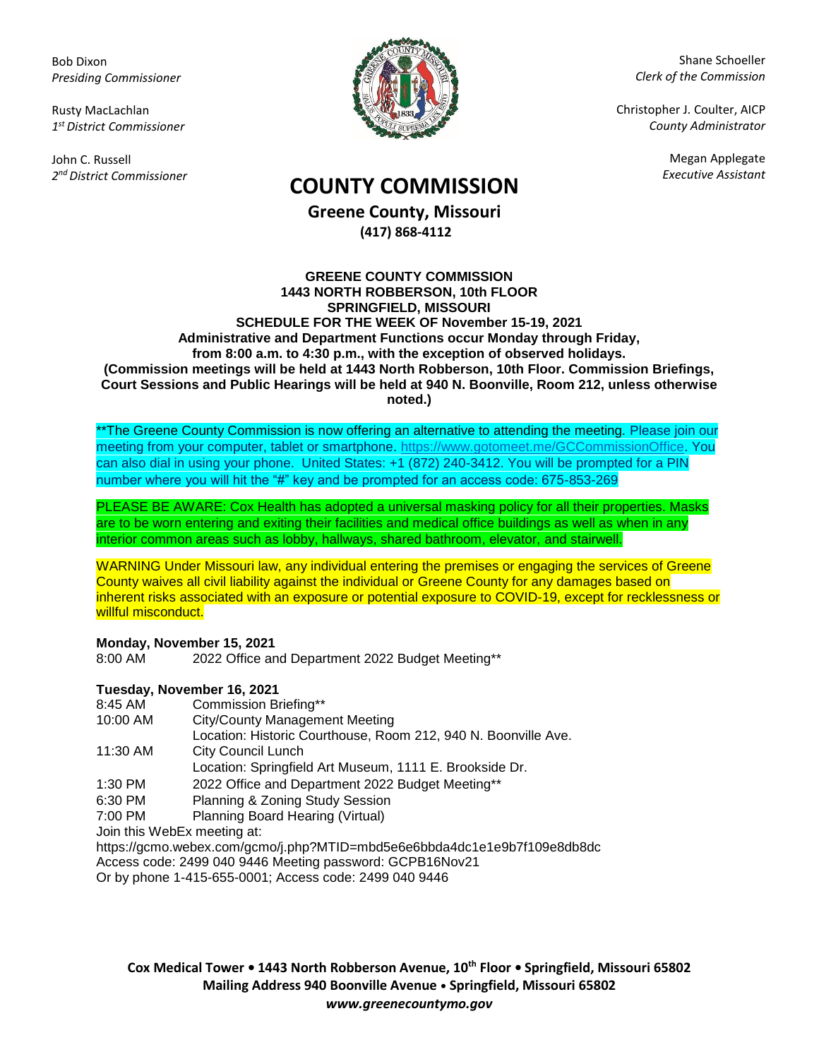Bob Dixon
*Presiding Commissioner*

Rusty MacLachlan
*1st District Commissioner*

John C. Russell
*2nd District Commissioner*

Shane Schoeller
*Clerk of the Commission*

Christopher J. Coulter, AICP
*County Administrator*

Megan Applegate
*Executive Assistant*

# COUNTY COMMISSION

## Greene County, Missouri

**(417) 868-4112**

**GREENE COUNTY COMMISSION**
**1443 NORTH ROBBERSON, 10th FLOOR**
**SPRINGFIELD, MISSOURI**
**SCHEDULE FOR THE WEEK OF November 15-19, 2021**
**Administrative and Department Functions occur Monday through Friday, from 8:00 a.m. to 4:30 p.m., with the exception of observed holidays.**
**(Commission meetings will be held at 1443 North Robberson, 10th Floor. Commission Briefings, Court Sessions and Public Hearings will be held at 940 N. Boonville, Room 212, unless otherwise noted.)**

**The Greene County Commission is now offering an alternative to attending the meeting. Please join our meeting from your computer, tablet or smartphone. https://www.gotomeet.me/GCCommissionOffice. You can also dial in using your phone. United States: +1 (872) 240-3412. You will be prompted for a PIN number where you will hit the "#" key and be prompted for an access code: 675-853-269

PLEASE BE AWARE: Cox Health has adopted a universal masking policy for all their properties. Masks are to be worn entering and exiting their facilities and medical office buildings as well as when in any interior common areas such as lobby, hallways, shared bathroom, elevator, and stairwell.

WARNING Under Missouri law, any individual entering the premises or engaging the services of Greene County waives all civil liability against the individual or Greene County for any damages based on inherent risks associated with an exposure or potential exposure to COVID-19, except for recklessness or willful misconduct.

**Monday, November 15, 2021**

8:00 AM 2022 Office and Department 2022 Budget Meeting**

**Tuesday, November 16, 2021**

8:45 AM Commission Briefing**

10:00 AM City/County Management Meeting
Location: Historic Courthouse, Room 212, 940 N. Boonville Ave.

11:30 AM City Council Lunch
Location: Springfield Art Museum, 1111 E. Brookside Dr.

1:30 PM 2022 Office and Department 2022 Budget Meeting**

6:30 PM Planning & Zoning Study Session

7:00 PM Planning Board Hearing (Virtual)

Join this WebEx meeting at:
https://gcmo.webex.com/gcmo/j.php?MTID=mbd5e6e6bbda4dc1e1e9b7f109e8db8dc
Access code: 2499 040 9446 Meeting password: GCPB16Nov21
Or by phone 1-415-655-0001; Access code: 2499 040 9446

**Cox Medical Tower • 1443 North Robberson Avenue, 10th Floor • Springfield, Missouri 65802**
**Mailing Address 940 Boonville Avenue • Springfield, Missouri 65802**
***www.greenecountymo.gov***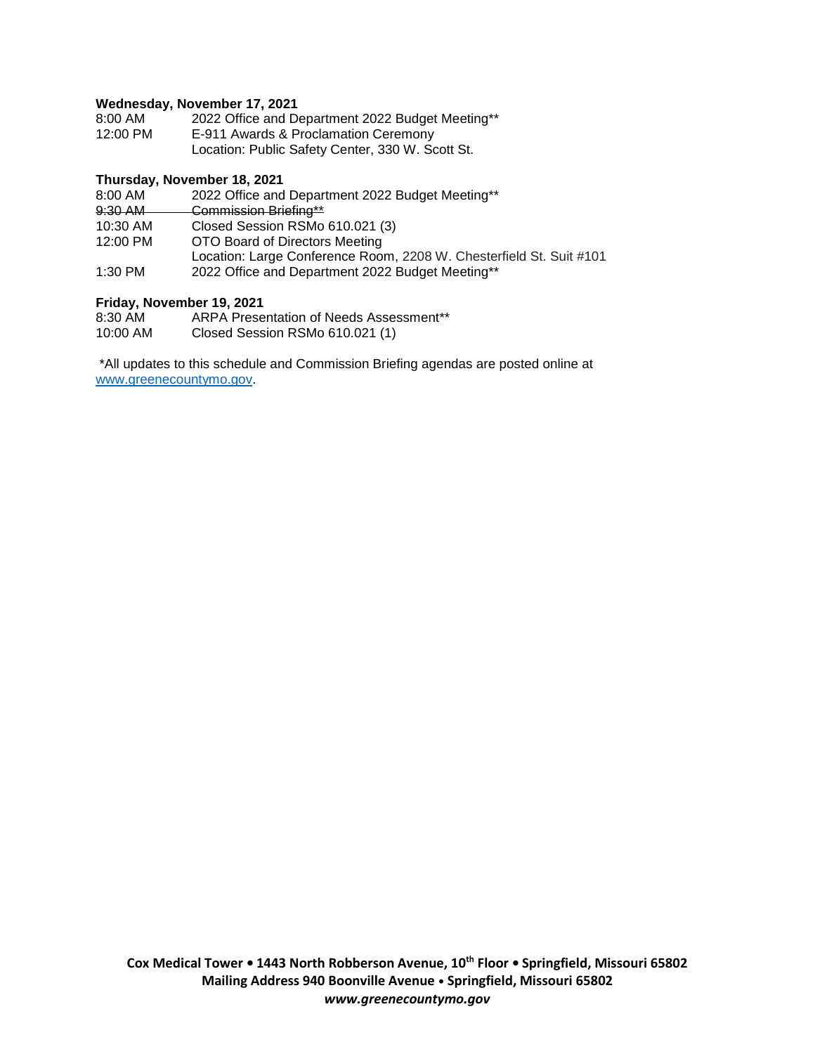**Wednesday, November 17, 2021**

8:00 AM 2022 Office and Department 2022 Budget Meeting**

12:00 PM E-911 Awards & Proclamation Ceremony
Location: Public Safety Center, 330 W. Scott St.

**Thursday, November 18, 2021**

8:00 AM 2022 Office and Department 2022 Budget Meeting**

~~9:30 AM Commission Briefing**~~

10:30 AM Closed Session RSMo 610.021 (3)

12:00 PM OTO Board of Directors Meeting
Location: Large Conference Room, 2208 W. Chesterfield St. Suit #101

1:30 PM 2022 Office and Department 2022 Budget Meeting**

**Friday, November 19, 2021**

8:30 AM ARPA Presentation of Needs Assessment**

10:00 AM Closed Session RSMo 610.021 (1)

*All updates to this schedule and Commission Briefing agendas are posted online at www.greenecountymo.gov.